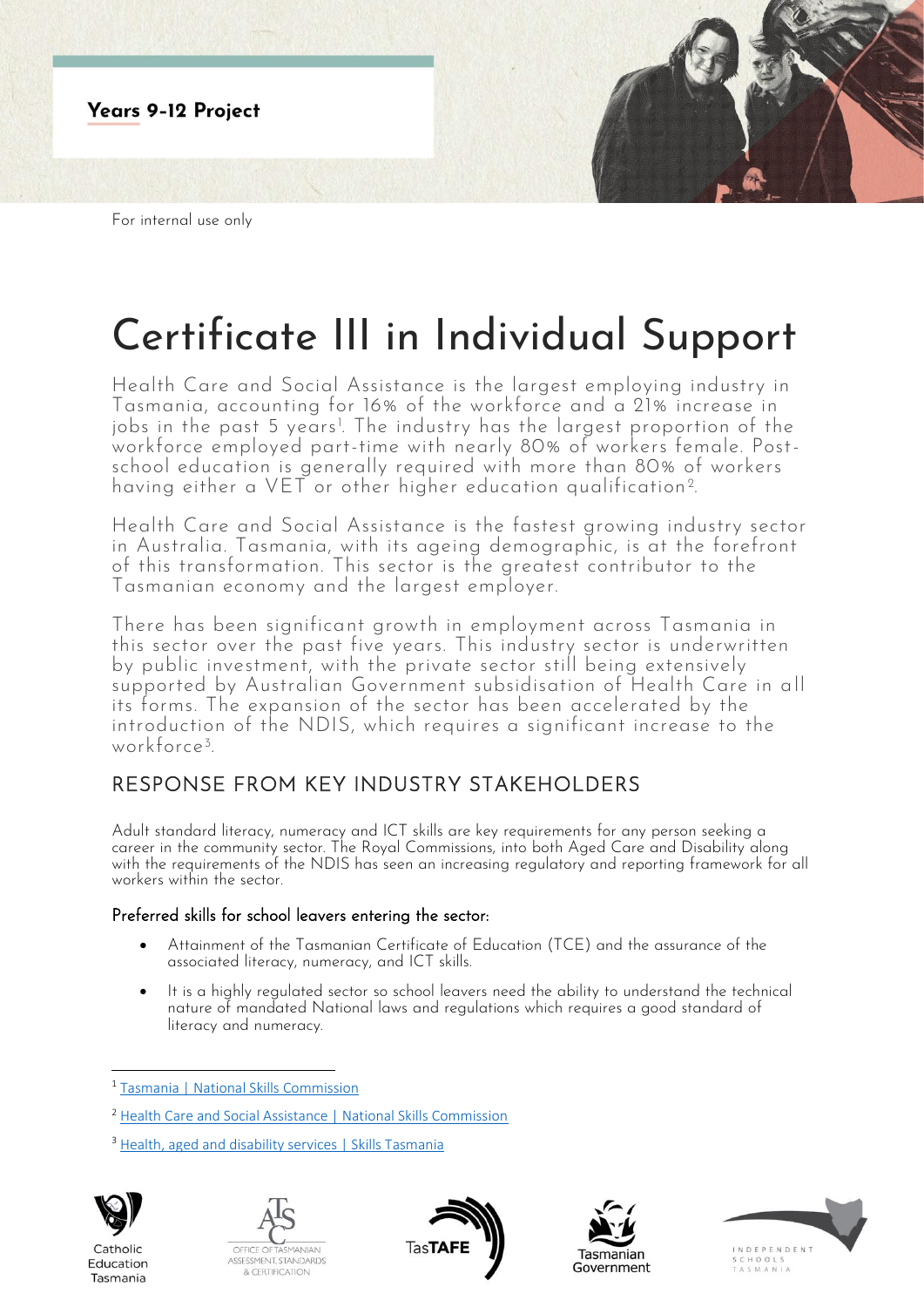Years 9-12 Project

For internal use only

# Certificate III in Individual Support

Health Care and Social Assistance is the largest employing industry in Tasmania, accounting for 16% of the workforce and a 21% increase in jobs in the past 5 years[1]. The industry has the largest proportion of the workforce employed part-time with nearly 80% of workers female. Post-school education is generally required with more than 80% of workers having either a VET or other higher education qualification[2].

Health Care and Social Assistance is the fastest growing industry sector in Australia. Tasmania, with its ageing demographic, is at the forefront of this transformation. This sector is the greatest contributor to the Tasmanian economy and the largest employer.

There has been significant growth in employment across Tasmania in this sector over the past five years. This industry sector is underwritten by public investment, with the private sector still being extensively supported by Australian Government subsidisation of Health Care in all its forms. The expansion of the sector has been accelerated by the introduction of the NDIS, which requires a significant increase to the workforce[3].

## RESPONSE FROM KEY INDUSTRY STAKEHOLDERS

Adult standard literacy, numeracy and ICT skills are key requirements for any person seeking a career in the community sector. The Royal Commissions, into both Aged Care and Disability along with the requirements of the NDIS has seen an increasing regulatory and reporting framework for all workers within the sector.

### Preferred skills for school leavers entering the sector:

- Attainment of the Tasmanian Certificate of Education (TCE) and the assurance of the associated literacy, numeracy, and ICT skills.
- It is a highly regulated sector so school leavers need the ability to understand the technical nature of mandated National laws and regulations which requires a good standard of literacy and numeracy.

---

[1] Tasmania | National Skills Commission

[2] Health Care and Social Assistance | National Skills Commission

[3] Health, aged and disability services | Skills Tasmania

Catholic Education Tasmania | Office of Tasmanian Assessment, Standards & Certification | TasTAFE | Tasmanian Government | Independent Schools Tasmania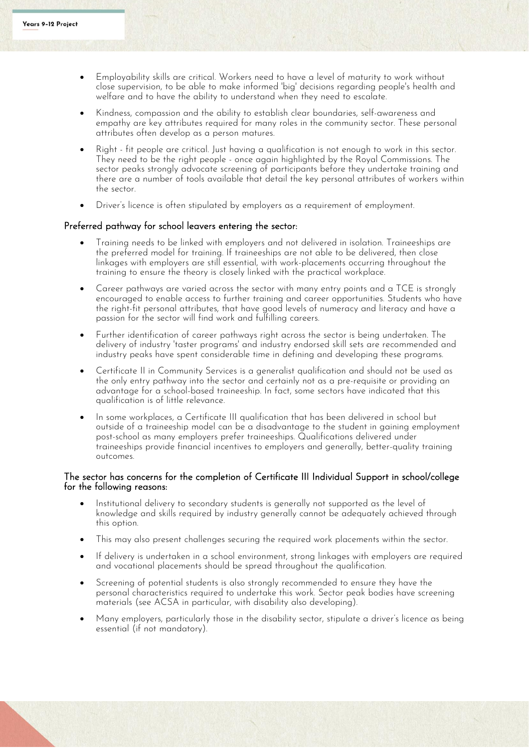- Employability skills are critical. Workers need to have a level of maturity to work without close supervision, to be able to make informed 'big' decisions regarding people's health and welfare and to have the ability to understand when they need to escalate.
- Kindness, compassion and the ability to establish clear boundaries, self-awareness and empathy are key attributes required for many roles in the community sector. These personal attributes often develop as a person matures.
- Right - fit people are critical. Just having a qualification is not enough to work in this sector. They need to be the right people - once again highlighted by the Royal Commissions. The sector peaks strongly advocate screening of participants before they undertake training and there are a number of tools available that detail the key personal attributes of workers within the sector.
- Driver's licence is often stipulated by employers as a requirement of employment.

### Preferred pathway for school leavers entering the sector:

- Training needs to be linked with employers and not delivered in isolation. Traineeships are the preferred model for training. If traineeships are not able to be delivered, then close linkages with employers are still essential, with work-placements occurring throughout the training to ensure the theory is closely linked with the practical workplace.
- Career pathways are varied across the sector with many entry points and a TCE is strongly encouraged to enable access to further training and career opportunities. Students who have the right-fit personal attributes, that have good levels of numeracy and literacy and have a passion for the sector will find work and fulfilling careers.
- Further identification of career pathways right across the sector is being undertaken. The delivery of industry 'taster programs' and industry endorsed skill sets are recommended and industry peaks have spent considerable time in defining and developing these programs.
- Certificate II in Community Services is a generalist qualification and should not be used as the only entry pathway into the sector and certainly not as a pre-requisite or providing an advantage for a school-based traineeship. In fact, some sectors have indicated that this qualification is of little relevance.
- In some workplaces, a Certificate III qualification that has been delivered in school but outside of a traineeship model can be a disadvantage to the student in gaining employment post-school as many employers prefer traineeships. Qualifications delivered under traineeships provide financial incentives to employers and generally, better-quality training outcomes.

### The sector has concerns for the completion of Certificate III Individual Support in school/college for the following reasons:

- Institutional delivery to secondary students is generally not supported as the level of knowledge and skills required by industry generally cannot be adequately achieved through this option.
- This may also present challenges securing the required work placements within the sector.
- If delivery is undertaken in a school environment, strong linkages with employers are required and vocational placements should be spread throughout the qualification.
- Screening of potential students is also strongly recommended to ensure they have the personal characteristics required to undertake this work. Sector peak bodies have screening materials (see ACSA in particular, with disability also developing).
- Many employers, particularly those in the disability sector, stipulate a driver's licence as being essential (if not mandatory).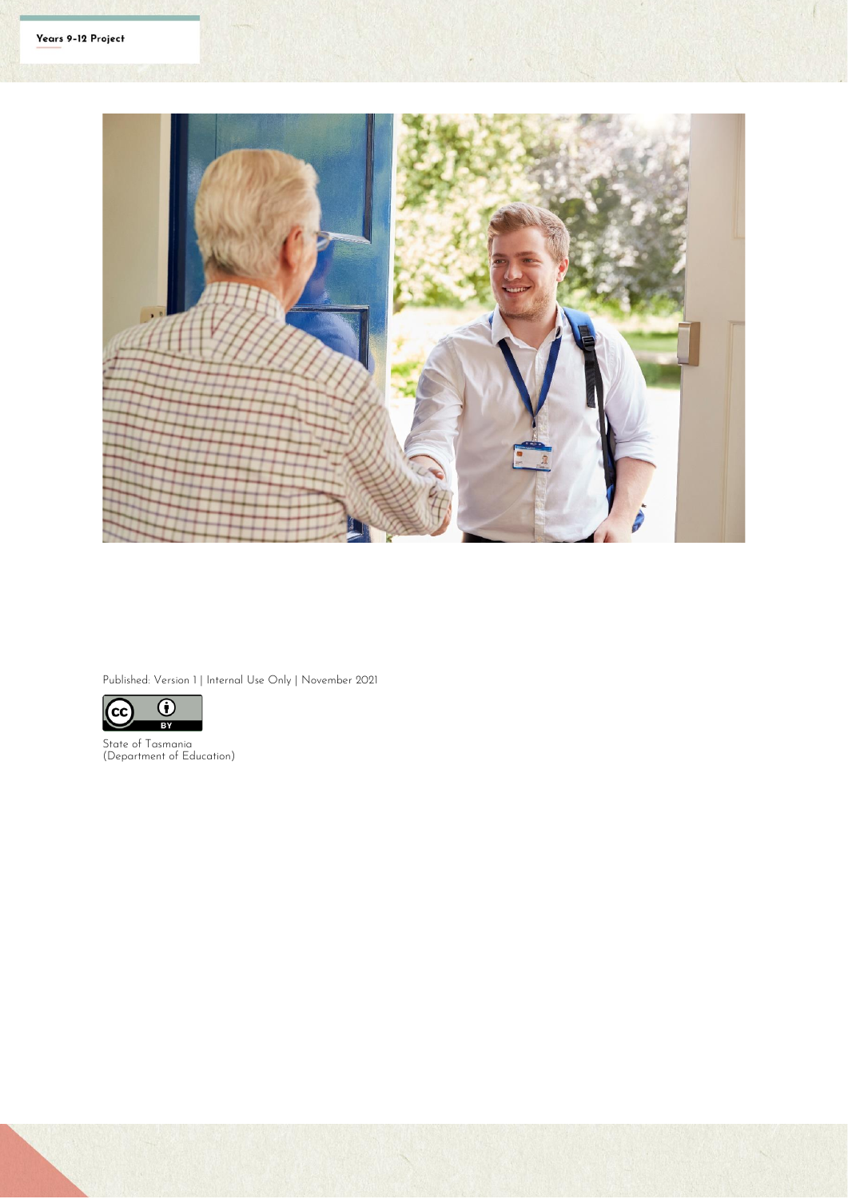Published: Version 1 | Internal Use Only | November 2021

State of Tasmania
(Department of Education)